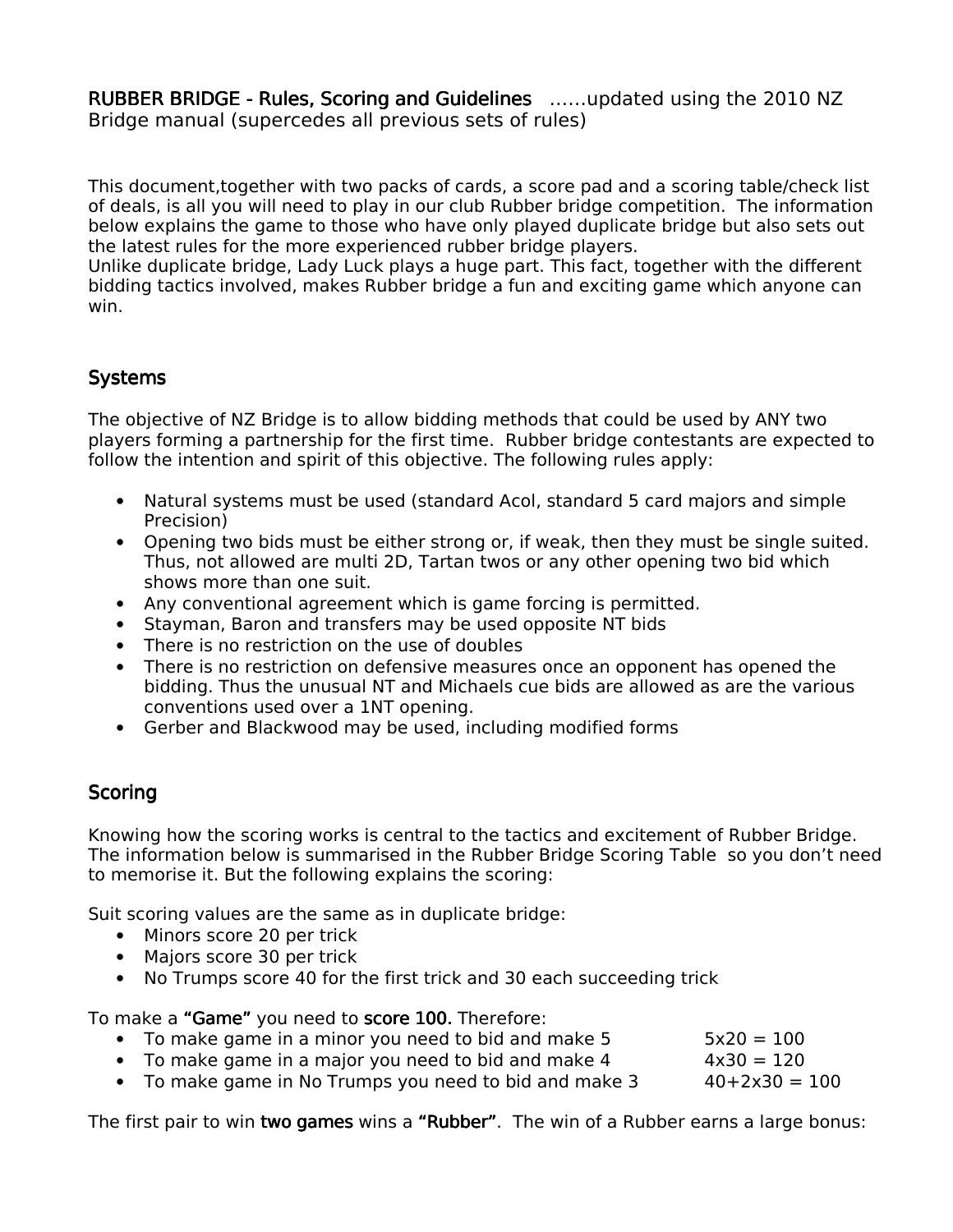**RUBBER BRIDGE - Rules, Scoring and Guidelines** ……updated using the 2010 NZ Bridge manual (supercedes all previous sets of rules)

This document,together with two packs of cards, a score pad and a scoring table/check list of deals, is all you will need to play in our club Rubber bridge competition. The information below explains the game to those who have only played duplicate bridge but also sets out the latest rules for the more experienced rubber bridge players.
Unlike duplicate bridge, Lady Luck plays a huge part. This fact, together with the different bidding tactics involved, makes Rubber bridge a fun and exciting game which anyone can win.

## Systems

The objective of NZ Bridge is to allow bidding methods that could be used by ANY two players forming a partnership for the first time. Rubber bridge contestants are expected to follow the intention and spirit of this objective. The following rules apply:

- Natural systems must be used (standard Acol, standard 5 card majors and simple Precision)
- Opening two bids must be either strong or, if weak, then they must be single suited. Thus, not allowed are multi 2D, Tartan twos or any other opening two bid which shows more than one suit.
- Any conventional agreement which is game forcing is permitted.
- Stayman, Baron and transfers may be used opposite NT bids
- There is no restriction on the use of doubles
- There is no restriction on defensive measures once an opponent has opened the bidding. Thus the unusual NT and Michaels cue bids are allowed as are the various conventions used over a 1NT opening.
- Gerber and Blackwood may be used, including modified forms

## Scoring

Knowing how the scoring works is central to the tactics and excitement of Rubber Bridge. The information below is summarised in the Rubber Bridge Scoring Table so you don't need to memorise it. But the following explains the scoring:

Suit scoring values are the same as in duplicate bridge:

- Minors score 20 per trick
- Majors score 30 per trick
- No Trumps score 40 for the first trick and 30 each succeeding trick

To make a **"Game"** you need to **score 100.** Therefore:

- To make game in a minor you need to bid and make 5 &nbsp;&nbsp;&nbsp; 5x20 = 100
- To make game in a major you need to bid and make 4 &nbsp;&nbsp;&nbsp; 4x30 = 120
- To make game in No Trumps you need to bid and make 3 &nbsp;&nbsp;&nbsp; 40+2x30 = 100

The first pair to win **two games** wins a **"Rubber"**. The win of a Rubber earns a large bonus: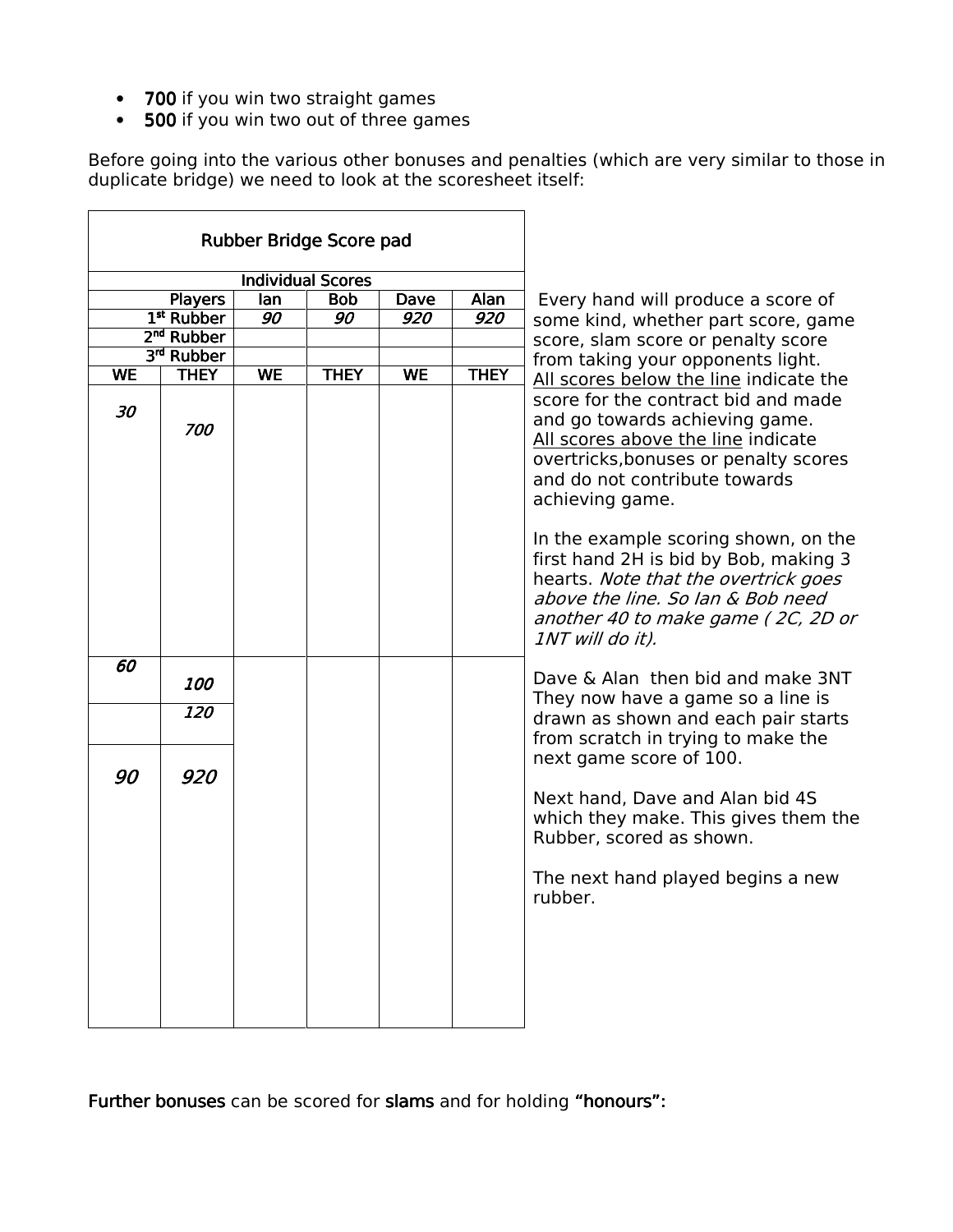- **700** if you win two straight games
- **500** if you win two out of three games

Before going into the various other bonuses and penalties (which are very similar to those in duplicate bridge) we need to look at the scoresheet itself:

| Rubber Bridge Score pad | | | | | |
|---|---|---|---|---|---|
| Individual Scores | | | | | |
| Players | | Ian | Bob | Dave | Alan |
| 1st Rubber | | *90* | *90* | *920* | *920* |
| 2nd Rubber | | | | | |
| 3rd Rubber | | | | | |
| WE | THEY | WE | THEY | WE | THEY |
| *30* | *700* | | | | |
| *60* | *100* | | | | |
| | *120* | | | | |
| *90* | *920* | | | | |

Every hand will produce a score of some kind, whether part score, game score, slam score or penalty score from taking your opponents light.
All scores below the line indicate the score for the contract bid and made and go towards achieving game.
All scores above the line indicate overtricks, bonuses or penalty scores and do not contribute towards achieving game.

In the example scoring shown, on the first hand 2H is bid by Bob, making 3 hearts. *Note that the overtrick goes above the line. So Ian & Bob need another 40 to make game ( 2C, 2D or 1NT will do it).*

Dave & Alan then bid and make 3NT They now have a game so a line is drawn as shown and each pair starts from scratch in trying to make the next game score of 100.

Next hand, Dave and Alan bid 4S which they make. This gives them the Rubber, scored as shown.

The next hand played begins a new rubber.

**Further bonuses** can be scored for **slams** and for holding **"honours":**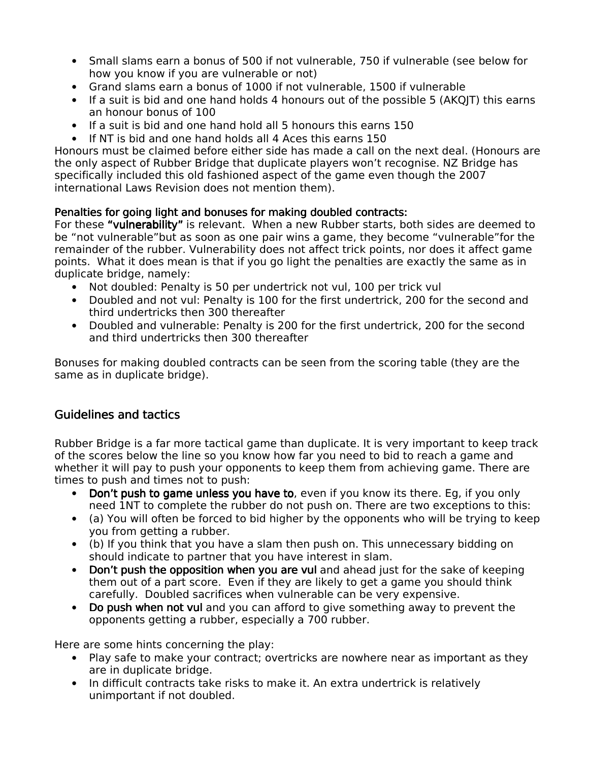- Small slams earn a bonus of 500 if not vulnerable, 750 if vulnerable (see below for how you know if you are vulnerable or not)
- Grand slams earn a bonus of 1000 if not vulnerable, 1500 if vulnerable
- If a suit is bid and one hand holds 4 honours out of the possible 5 (AKQJT) this earns an honour bonus of 100
- If a suit is bid and one hand hold all 5 honours this earns 150
- If NT is bid and one hand holds all 4 Aces this earns 150

Honours must be claimed before either side has made a call on the next deal. (Honours are the only aspect of Rubber Bridge that duplicate players won't recognise. NZ Bridge has specifically included this old fashioned aspect of the game even though the 2007 international Laws Revision does not mention them).

Penalties for going light and bonuses for making doubled contracts:
For these **"vulnerability"** is relevant. When a new Rubber starts, both sides are deemed to be "not vulnerable"but as soon as one pair wins a game, they become "vulnerable"for the remainder of the rubber. Vulnerability does not affect trick points, nor does it affect game points. What it does mean is that if you go light the penalties are exactly the same as in duplicate bridge, namely:

- Not doubled: Penalty is 50 per undertrick not vul, 100 per trick vul
- Doubled and not vul: Penalty is 100 for the first undertrick, 200 for the second and third undertricks then 300 thereafter
- Doubled and vulnerable: Penalty is 200 for the first undertrick, 200 for the second and third undertricks then 300 thereafter

Bonuses for making doubled contracts can be seen from the scoring table (they are the same as in duplicate bridge).

## Guidelines and tactics

Rubber Bridge is a far more tactical game than duplicate. It is very important to keep track of the scores below the line so you know how far you need to bid to reach a game and whether it will pay to push your opponents to keep them from achieving game. There are times to push and times not to push:

- **Don't push to game unless you have to**, even if you know its there. Eg, if you only need 1NT to complete the rubber do not push on. There are two exceptions to this:
- (a) You will often be forced to bid higher by the opponents who will be trying to keep you from getting a rubber.
- (b) If you think that you have a slam then push on. This unnecessary bidding on should indicate to partner that you have interest in slam.
- **Don't push the opposition when you are vul** and ahead just for the sake of keeping them out of a part score. Even if they are likely to get a game you should think carefully. Doubled sacrifices when vulnerable can be very expensive.
- **Do push when not vul** and you can afford to give something away to prevent the opponents getting a rubber, especially a 700 rubber.

Here are some hints concerning the play:

- Play safe to make your contract; overtricks are nowhere near as important as they are in duplicate bridge.
- In difficult contracts take risks to make it. An extra undertrick is relatively unimportant if not doubled.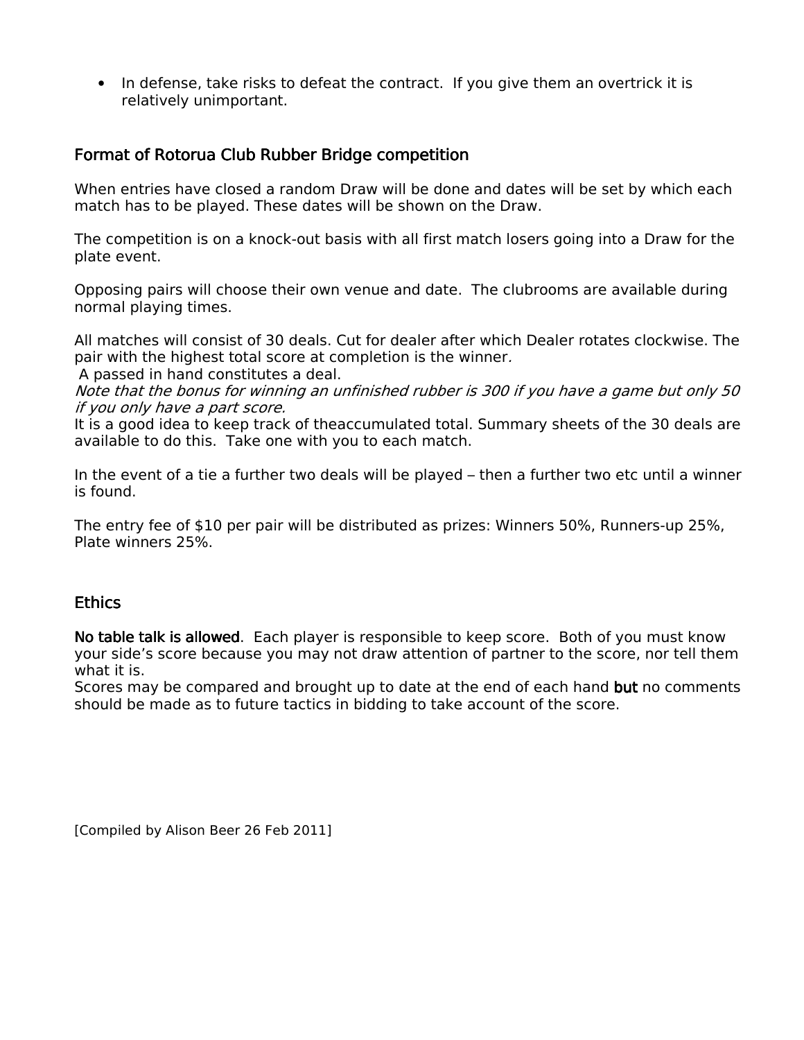- In defense, take risks to defeat the contract. If you give them an overtrick it is relatively unimportant.

## Format of Rotorua Club Rubber Bridge competition

When entries have closed a random Draw will be done and dates will be set by which each match has to be played. These dates will be shown on the Draw.

The competition is on a knock-out basis with all first match losers going into a Draw for the plate event.

Opposing pairs will choose their own venue and date. The clubrooms are available during normal playing times.

All matches will consist of 30 deals. Cut for dealer after which Dealer rotates clockwise. The pair with the highest total score at completion is the winner.
A passed in hand constitutes a deal.
*Note that the bonus for winning an unfinished rubber is 300 if you have a game but only 50 if you only have a part score.*
It is a good idea to keep track of theaccumulated total. Summary sheets of the 30 deals are available to do this. Take one with you to each match.

In the event of a tie a further two deals will be played – then a further two etc until a winner is found.

The entry fee of $10 per pair will be distributed as prizes: Winners 50%, Runners-up 25%, Plate winners 25%.

## Ethics

**No table talk is allowed**. Each player is responsible to keep score. Both of you must know your side's score because you may not draw attention of partner to the score, nor tell them what it is.
Scores may be compared and brought up to date at the end of each hand **but** no comments should be made as to future tactics in bidding to take account of the score.

[Compiled by Alison Beer 26 Feb 2011]